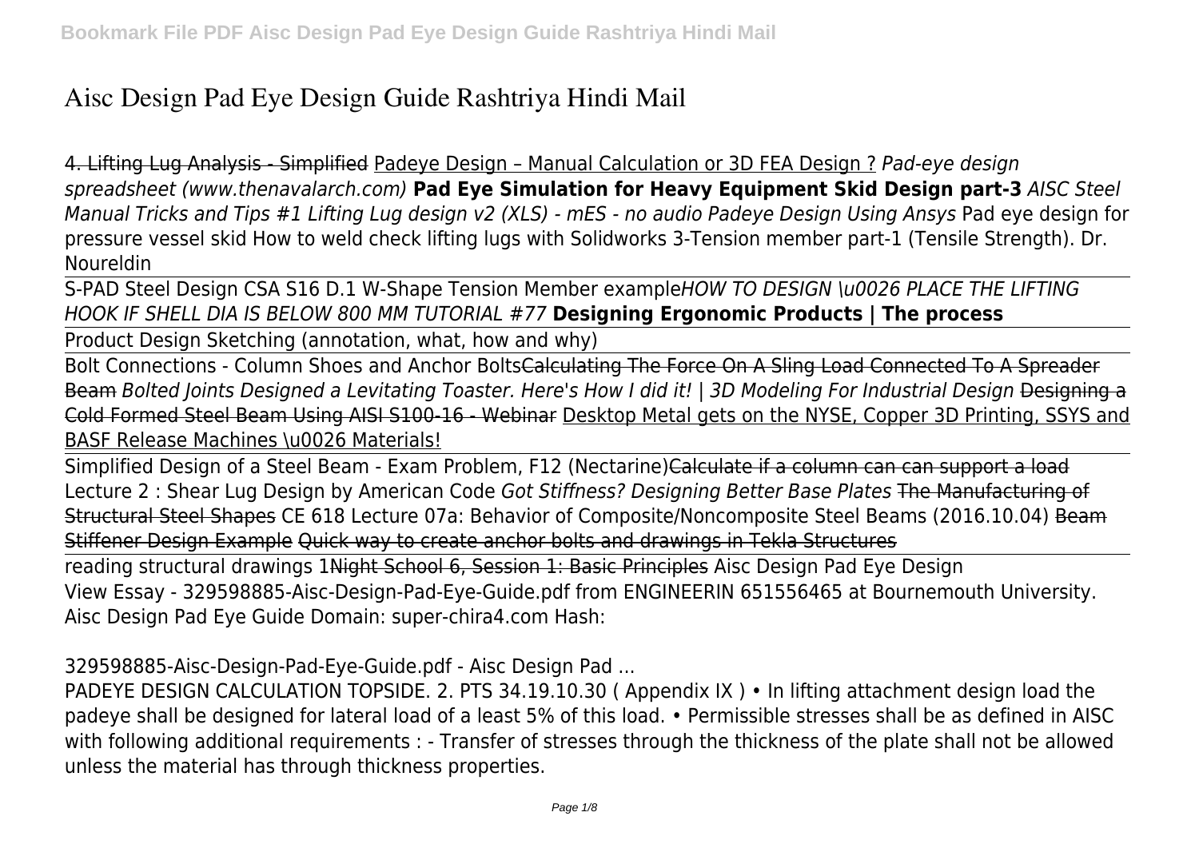# Aisc Design Pad Eye Design Guide Rashtriya Hindi Mail

~~4. Lifting Lug Analysis - Simplified~~ Padeye Design – Manual Calculation or 3D FEA Design ? *Pad-eye design spreadsheet (www.thenavalarch.com)* **Pad Eye Simulation for Heavy Equipment Skid Design part-3** *AISC Steel Manual Tricks and Tips #1 Lifting Lug design v2 (XLS) - mES - no audio Padeye Design Using Ansys* Pad eye design for pressure vessel skid How to weld check lifting lugs with Solidworks 3-Tension member part-1 (Tensile Strength). Dr. Noureldin

S-PAD Steel Design CSA S16 D.1 W-Shape Tension Member example*HOW TO DESIGN \u0026 PLACE THE LIFTING HOOK IF SHELL DIA IS BELOW 800 MM TUTORIAL #77* **Designing Ergonomic Products | The process**

Product Design Sketching (annotation, what, how and why)

Bolt Connections - Column Shoes and Anchor Bolts~~Calculating The Force On A Sling Load Connected To A Spreader Beam~~ *Bolted Joints Designed a Levitating Toaster. Here's How I did it! | 3D Modeling For Industrial Design* ~~Designing a Cold Formed Steel Beam Using AISI S100-16 - Webinar~~ Desktop Metal gets on the NYSE, Copper 3D Printing, SSYS and BASF Release Machines \u0026 Materials!

Simplified Design of a Steel Beam - Exam Problem, F12 (Nectarine)~~Calculate if a column can can support a load~~ Lecture 2 : Shear Lug Design by American Code *Got Stiffness? Designing Better Base Plates* ~~The Manufacturing of Structural Steel Shapes~~ CE 618 Lecture 07a: Behavior of Composite/Noncomposite Steel Beams (2016.10.04) ~~Beam Stiffener Design Example~~ Quick way to create anchor bolts and drawings in Tekla Structures

reading structural drawings 1~~Night School 6, Session 1: Basic Principles~~ Aisc Design Pad Eye Design

View Essay - 329598885-Aisc-Design-Pad-Eye-Guide.pdf from ENGINEERIN 651556465 at Bournemouth University. Aisc Design Pad Eye Guide Domain: super-chira4.com Hash:

329598885-Aisc-Design-Pad-Eye-Guide.pdf - Aisc Design Pad ...

PADEYE DESIGN CALCULATION TOPSIDE. 2. PTS 34.19.10.30 ( Appendix IX ) • In lifting attachment design load the padeye shall be designed for lateral load of a least 5% of this load. • Permissible stresses shall be as defined in AISC with following additional requirements : - Transfer of stresses through the thickness of the plate shall not be allowed unless the material has through thickness properties.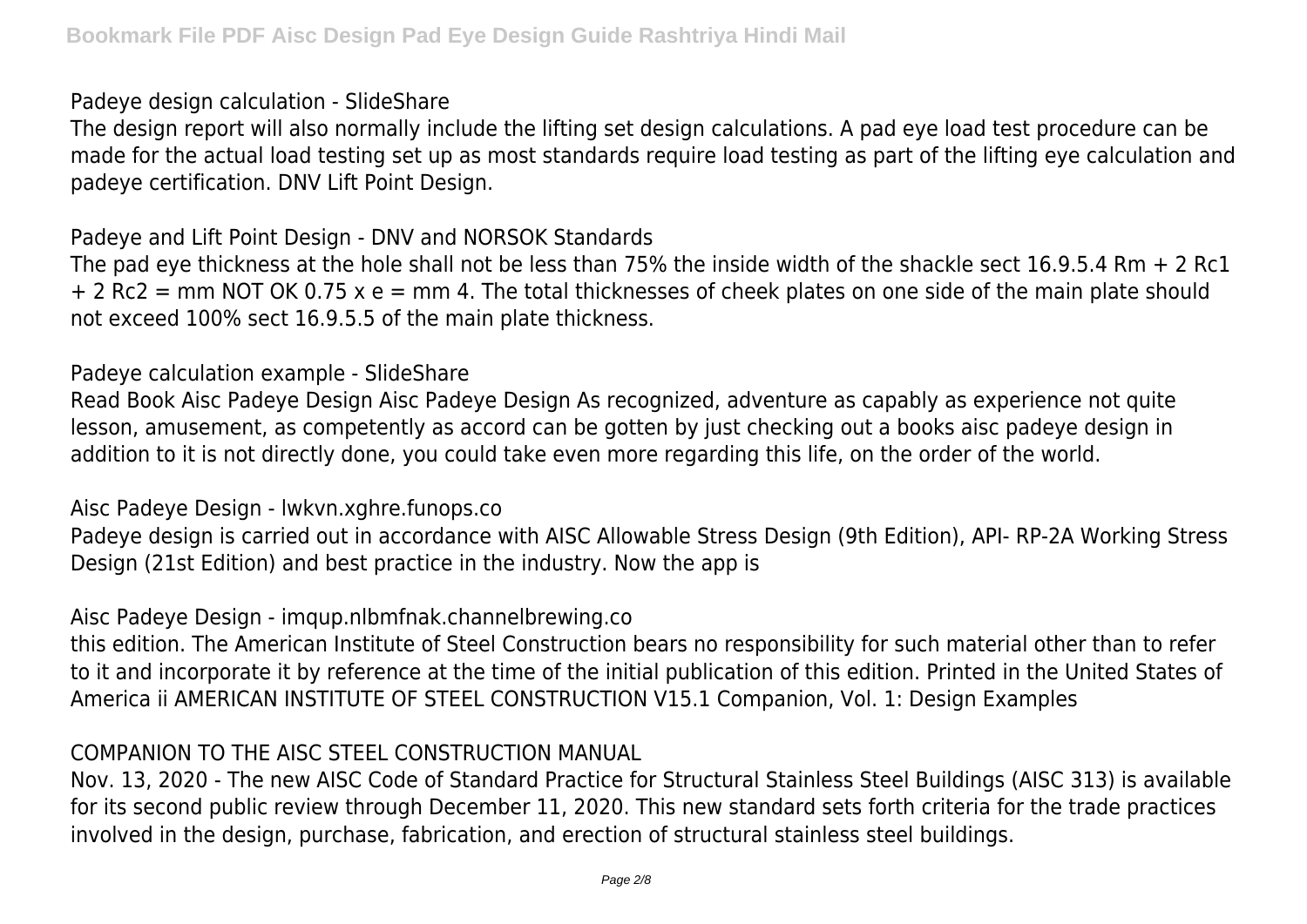Padeye design calculation - SlideShare

The design report will also normally include the lifting set design calculations. A pad eye load test procedure can be made for the actual load testing set up as most standards require load testing as part of the lifting eye calculation and padeye certification. DNV Lift Point Design.

Padeye and Lift Point Design - DNV and NORSOK Standards

The pad eye thickness at the hole shall not be less than 75% the inside width of the shackle sect 16.9.5.4 Rm + 2 Rc1 + 2 Rc2 = mm NOT OK 0.75 x e = mm 4. The total thicknesses of cheek plates on one side of the main plate should not exceed 100% sect 16.9.5.5 of the main plate thickness.

Padeye calculation example - SlideShare

Read Book Aisc Padeye Design Aisc Padeye Design As recognized, adventure as capably as experience not quite lesson, amusement, as competently as accord can be gotten by just checking out a books aisc padeye design in addition to it is not directly done, you could take even more regarding this life, on the order of the world.

Aisc Padeye Design - lwkvn.xghre.funops.co

Padeye design is carried out in accordance with AISC Allowable Stress Design (9th Edition), API- RP-2A Working Stress Design (21st Edition) and best practice in the industry. Now the app is

Aisc Padeye Design - imqup.nlbmfnak.channelbrewing.co

this edition. The American Institute of Steel Construction bears no responsibility for such material other than to refer to it and incorporate it by reference at the time of the initial publication of this edition. Printed in the United States of America ii AMERICAN INSTITUTE OF STEEL CONSTRUCTION V15.1 Companion, Vol. 1: Design Examples

COMPANION TO THE AISC STEEL CONSTRUCTION MANUAL

Nov. 13, 2020 - The new AISC Code of Standard Practice for Structural Stainless Steel Buildings (AISC 313) is available for its second public review through December 11, 2020. This new standard sets forth criteria for the trade practices involved in the design, purchase, fabrication, and erection of structural stainless steel buildings.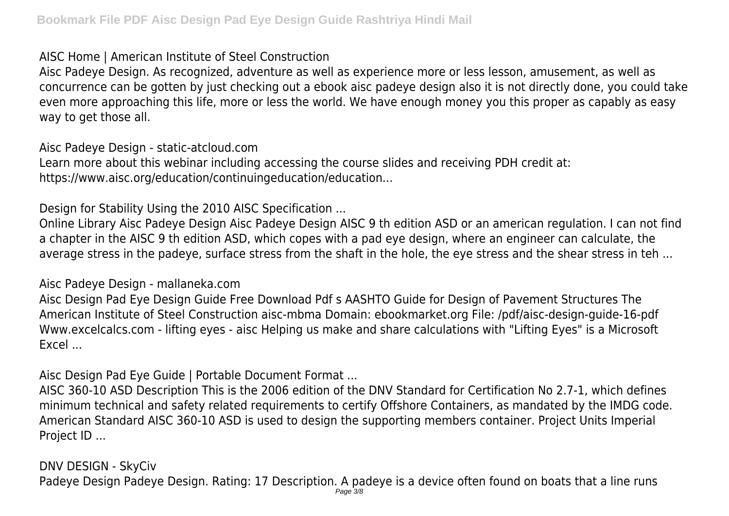AISC Home | American Institute of Steel Construction

Aisc Padeye Design. As recognized, adventure as well as experience more or less lesson, amusement, as well as concurrence can be gotten by just checking out a ebook aisc padeye design also it is not directly done, you could take even more approaching this life, more or less the world. We have enough money you this proper as capably as easy way to get those all.

Aisc Padeye Design - static-atcloud.com

Learn more about this webinar including accessing the course slides and receiving PDH credit at: https://www.aisc.org/education/continuingeducation/education...

Design for Stability Using the 2010 AISC Specification ...

Online Library Aisc Padeye Design Aisc Padeye Design AISC 9 th edition ASD or an american regulation. I can not find a chapter in the AISC 9 th edition ASD, which copes with a pad eye design, where an engineer can calculate, the average stress in the padeye, surface stress from the shaft in the hole, the eye stress and the shear stress in teh ...

Aisc Padeye Design - mallaneka.com

Aisc Design Pad Eye Design Guide Free Download Pdf s AASHTO Guide for Design of Pavement Structures The American Institute of Steel Construction aisc-mbma Domain: ebookmarket.org File: /pdf/aisc-design-guide-16-pdf Www.excelcalcs.com - lifting eyes - aisc Helping us make and share calculations with "Lifting Eyes" is a Microsoft Excel ...

Aisc Design Pad Eye Guide | Portable Document Format ...

AISC 360-10 ASD Description This is the 2006 edition of the DNV Standard for Certification No 2.7-1, which defines minimum technical and safety related requirements to certify Offshore Containers, as mandated by the IMDG code. American Standard AISC 360-10 ASD is used to design the supporting members container. Project Units Imperial Project ID ...

DNV DESIGN - SkyCiv

Padeye Design Padeye Design. Rating: 17 Description. A padeye is a device often found on boats that a line runs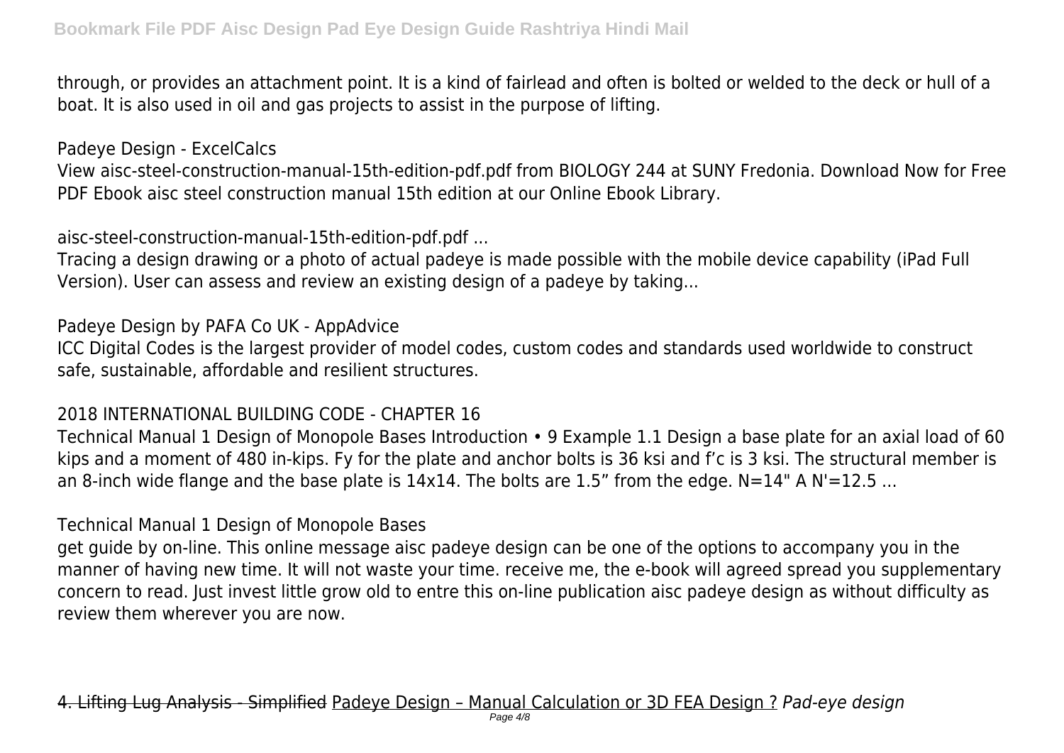through, or provides an attachment point. It is a kind of fairlead and often is bolted or welded to the deck or hull of a boat. It is also used in oil and gas projects to assist in the purpose of lifting.

Padeye Design - ExcelCalcs

View aisc-steel-construction-manual-15th-edition-pdf.pdf from BIOLOGY 244 at SUNY Fredonia. Download Now for Free PDF Ebook aisc steel construction manual 15th edition at our Online Ebook Library.

aisc-steel-construction-manual-15th-edition-pdf.pdf ...

Tracing a design drawing or a photo of actual padeye is made possible with the mobile device capability (iPad Full Version). User can assess and review an existing design of a padeye by taking...

Padeye Design by PAFA Co UK - AppAdvice

ICC Digital Codes is the largest provider of model codes, custom codes and standards used worldwide to construct safe, sustainable, affordable and resilient structures.

2018 INTERNATIONAL BUILDING CODE - CHAPTER 16

Technical Manual 1 Design of Monopole Bases Introduction • 9 Example 1.1 Design a base plate for an axial load of 60 kips and a moment of 480 in-kips. Fy for the plate and anchor bolts is 36 ksi and f'c is 3 ksi. The structural member is an 8-inch wide flange and the base plate is 14x14. The bolts are 1.5" from the edge. N=14" A N'=12.5 ...

Technical Manual 1 Design of Monopole Bases

get guide by on-line. This online message aisc padeye design can be one of the options to accompany you in the manner of having new time. It will not waste your time. receive me, the e-book will agreed spread you supplementary concern to read. Just invest little grow old to entre this on-line publication aisc padeye design as without difficulty as review them wherever you are now.

~~4. Lifting Lug Analysis - Simplified~~ Padeye Design – Manual Calculation or 3D FEA Design ? *Pad-eye design*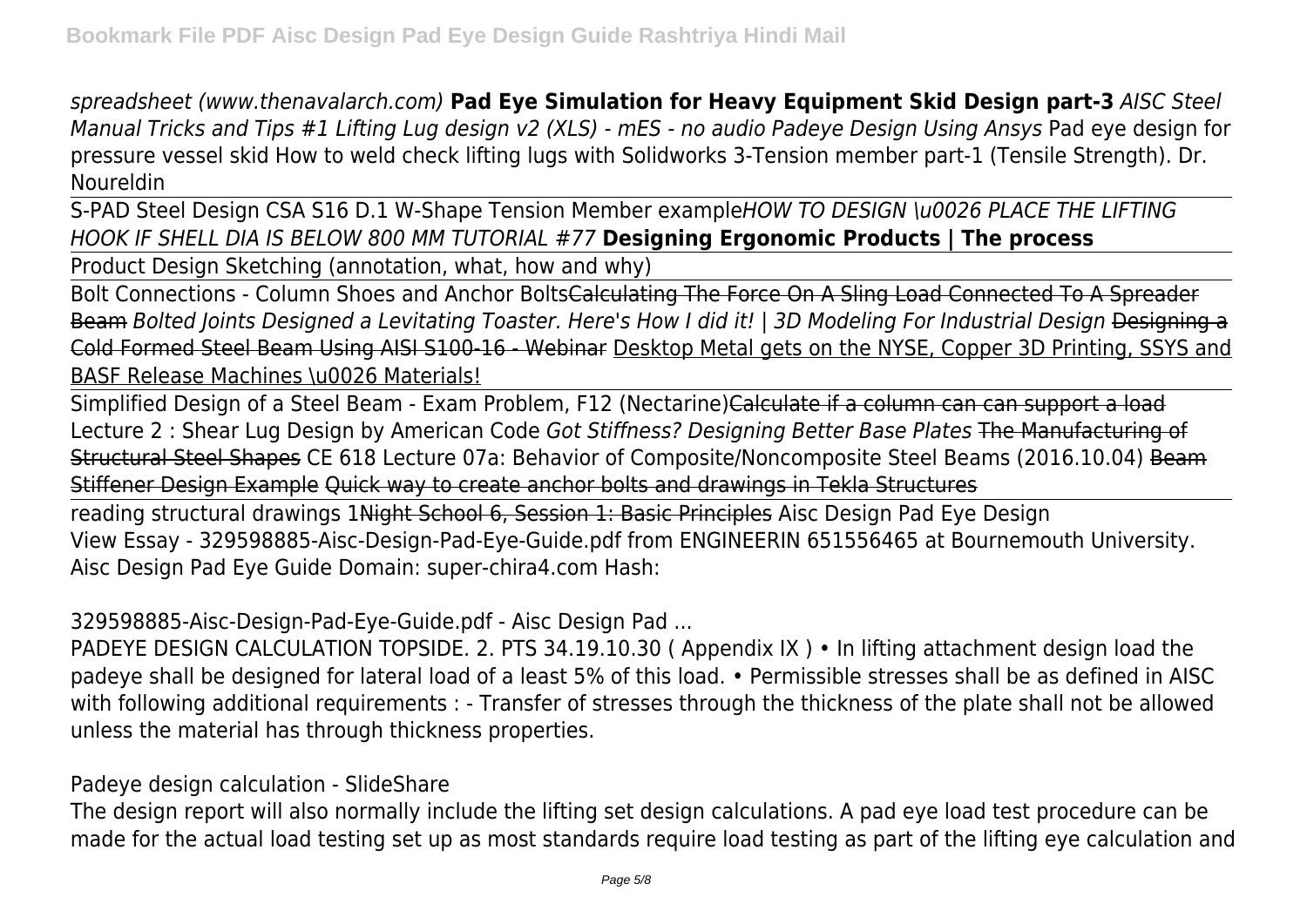*spreadsheet (www.thenavalarch.com)* **Pad Eye Simulation for Heavy Equipment Skid Design part-3** *AISC Steel Manual Tricks and Tips #1 Lifting Lug design v2 (XLS) - mES - no audio Padeye Design Using Ansys* Pad eye design for pressure vessel skid How to weld check lifting lugs with Solidworks 3-Tension member part-1 (Tensile Strength). Dr. Noureldin

S-PAD Steel Design CSA S16 D.1 W-Shape Tension Member example*HOW TO DESIGN \u0026 PLACE THE LIFTING HOOK IF SHELL DIA IS BELOW 800 MM TUTORIAL #77* **Designing Ergonomic Products | The process**

Product Design Sketching (annotation, what, how and why)

Bolt Connections - Column Shoes and Anchor Bolts~~Calculating The Force On A Sling Load Connected To A Spreader Beam~~ *Bolted Joints Designed a Levitating Toaster. Here's How I did it! | 3D Modeling For Industrial Design* ~~Designing a Cold Formed Steel Beam Using AISI S100-16 - Webinar~~ Desktop Metal gets on the NYSE, Copper 3D Printing, SSYS and BASF Release Machines \u0026 Materials!

Simplified Design of a Steel Beam - Exam Problem, F12 (Nectarine)~~Calculate if a column can can support a load~~ Lecture 2 : Shear Lug Design by American Code *Got Stiffness? Designing Better Base Plates* ~~The Manufacturing of Structural Steel Shapes~~ CE 618 Lecture 07a: Behavior of Composite/Noncomposite Steel Beams (2016.10.04) ~~Beam Stiffener Design Example~~ Quick way to create anchor bolts and drawings in Tekla Structures

reading structural drawings 1~~Night School 6, Session 1: Basic Principles~~ Aisc Design Pad Eye Design
View Essay - 329598885-Aisc-Design-Pad-Eye-Guide.pdf from ENGINEERIN 651556465 at Bournemouth University. Aisc Design Pad Eye Guide Domain: super-chira4.com Hash:

329598885-Aisc-Design-Pad-Eye-Guide.pdf - Aisc Design Pad ...

PADEYE DESIGN CALCULATION TOPSIDE. 2. PTS 34.19.10.30 ( Appendix IX ) • In lifting attachment design load the padeye shall be designed for lateral load of a least 5% of this load. • Permissible stresses shall be as defined in AISC with following additional requirements : - Transfer of stresses through the thickness of the plate shall not be allowed unless the material has through thickness properties.

Padeye design calculation - SlideShare

The design report will also normally include the lifting set design calculations. A pad eye load test procedure can be made for the actual load testing set up as most standards require load testing as part of the lifting eye calculation and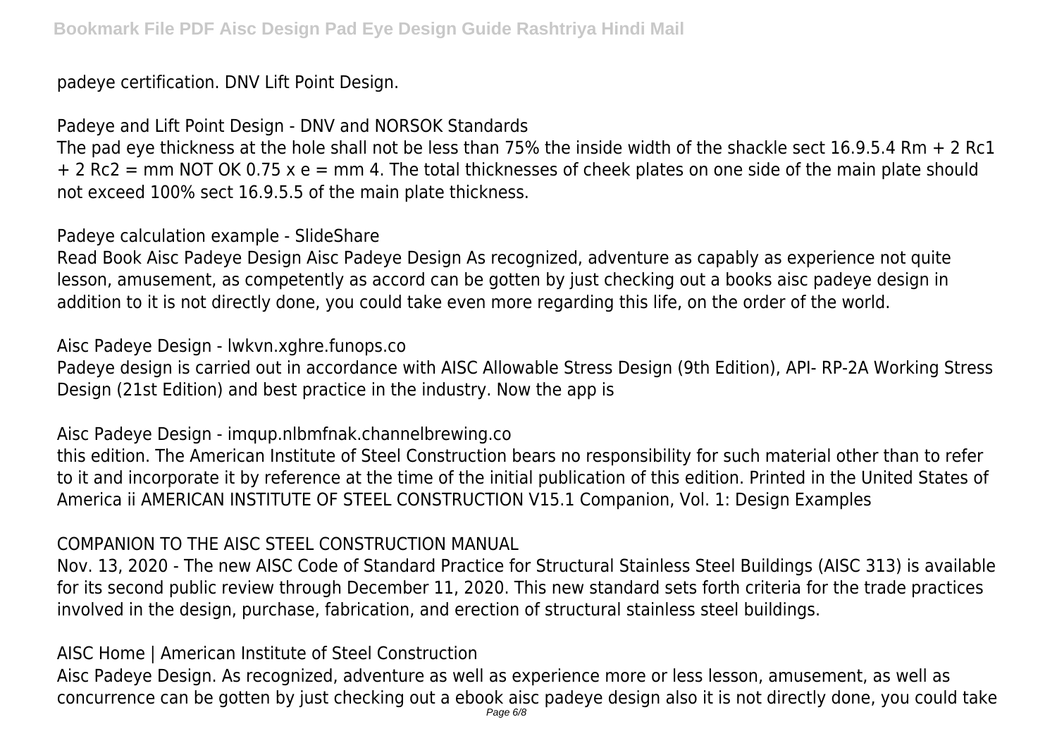padeye certification. DNV Lift Point Design.

Padeye and Lift Point Design - DNV and NORSOK Standards

The pad eye thickness at the hole shall not be less than 75% the inside width of the shackle sect 16.9.5.4 Rm + 2 Rc1 + 2 Rc2 = mm NOT OK 0.75 x e = mm 4. The total thicknesses of cheek plates on one side of the main plate should not exceed 100% sect 16.9.5.5 of the main plate thickness.

Padeye calculation example - SlideShare

Read Book Aisc Padeye Design Aisc Padeye Design As recognized, adventure as capably as experience not quite lesson, amusement, as competently as accord can be gotten by just checking out a books aisc padeye design in addition to it is not directly done, you could take even more regarding this life, on the order of the world.

Aisc Padeye Design - lwkvn.xghre.funops.co

Padeye design is carried out in accordance with AISC Allowable Stress Design (9th Edition), API- RP-2A Working Stress Design (21st Edition) and best practice in the industry. Now the app is

Aisc Padeye Design - imqup.nlbmfnak.channelbrewing.co

this edition. The American Institute of Steel Construction bears no responsibility for such material other than to refer to it and incorporate it by reference at the time of the initial publication of this edition. Printed in the United States of America ii AMERICAN INSTITUTE OF STEEL CONSTRUCTION V15.1 Companion, Vol. 1: Design Examples

COMPANION TO THE AISC STEEL CONSTRUCTION MANUAL

Nov. 13, 2020 - The new AISC Code of Standard Practice for Structural Stainless Steel Buildings (AISC 313) is available for its second public review through December 11, 2020. This new standard sets forth criteria for the trade practices involved in the design, purchase, fabrication, and erection of structural stainless steel buildings.

AISC Home | American Institute of Steel Construction

Aisc Padeye Design. As recognized, adventure as well as experience more or less lesson, amusement, as well as concurrence can be gotten by just checking out a ebook aisc padeye design also it is not directly done, you could take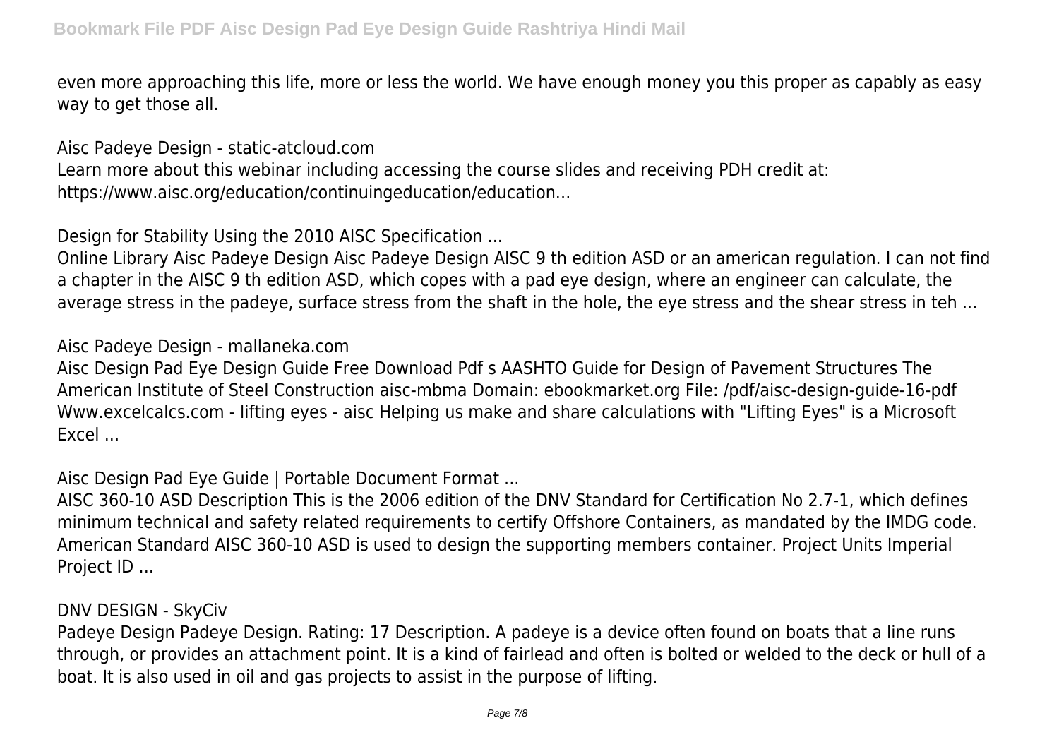even more approaching this life, more or less the world. We have enough money you this proper as capably as easy way to get those all.

Aisc Padeye Design - static-atcloud.com

Learn more about this webinar including accessing the course slides and receiving PDH credit at: https://www.aisc.org/education/continuingeducation/education...

Design for Stability Using the 2010 AISC Specification ...

Online Library Aisc Padeye Design Aisc Padeye Design AISC 9 th edition ASD or an american regulation. I can not find a chapter in the AISC 9 th edition ASD, which copes with a pad eye design, where an engineer can calculate, the average stress in the padeye, surface stress from the shaft in the hole, the eye stress and the shear stress in teh ...

Aisc Padeye Design - mallaneka.com

Aisc Design Pad Eye Design Guide Free Download Pdf s AASHTO Guide for Design of Pavement Structures The American Institute of Steel Construction aisc-mbma Domain: ebookmarket.org File: /pdf/aisc-design-guide-16-pdf Www.excelcalcs.com - lifting eyes - aisc Helping us make and share calculations with "Lifting Eyes" is a Microsoft Excel ...

Aisc Design Pad Eye Guide | Portable Document Format ...

AISC 360-10 ASD Description This is the 2006 edition of the DNV Standard for Certification No 2.7-1, which defines minimum technical and safety related requirements to certify Offshore Containers, as mandated by the IMDG code. American Standard AISC 360-10 ASD is used to design the supporting members container. Project Units Imperial Project ID ...

DNV DESIGN - SkyCiv

Padeye Design Padeye Design. Rating: 17 Description. A padeye is a device often found on boats that a line runs through, or provides an attachment point. It is a kind of fairlead and often is bolted or welded to the deck or hull of a boat. It is also used in oil and gas projects to assist in the purpose of lifting.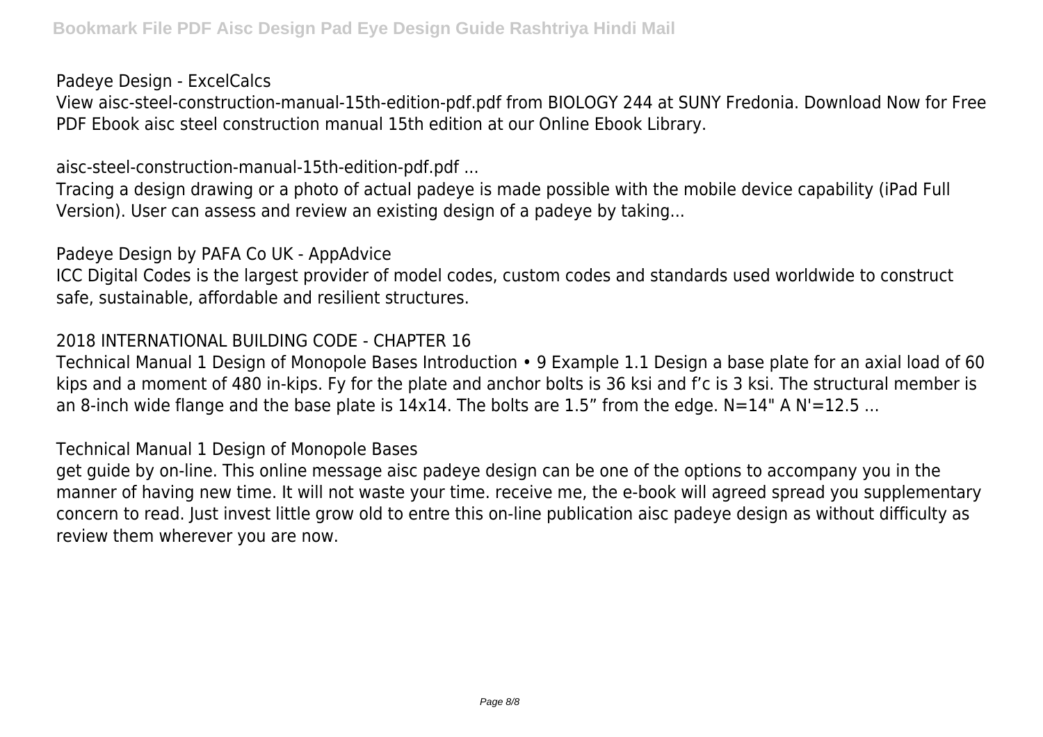Padeye Design - ExcelCalcs

View aisc-steel-construction-manual-15th-edition-pdf.pdf from BIOLOGY 244 at SUNY Fredonia. Download Now for Free PDF Ebook aisc steel construction manual 15th edition at our Online Ebook Library.

aisc-steel-construction-manual-15th-edition-pdf.pdf ...

Tracing a design drawing or a photo of actual padeye is made possible with the mobile device capability (iPad Full Version). User can assess and review an existing design of a padeye by taking...

Padeye Design by PAFA Co UK - AppAdvice

ICC Digital Codes is the largest provider of model codes, custom codes and standards used worldwide to construct safe, sustainable, affordable and resilient structures.

2018 INTERNATIONAL BUILDING CODE - CHAPTER 16

Technical Manual 1 Design of Monopole Bases Introduction • 9 Example 1.1 Design a base plate for an axial load of 60 kips and a moment of 480 in-kips. Fy for the plate and anchor bolts is 36 ksi and f'c is 3 ksi. The structural member is an 8-inch wide flange and the base plate is 14x14. The bolts are 1.5" from the edge. N=14" A N'=12.5 ...

Technical Manual 1 Design of Monopole Bases

get guide by on-line. This online message aisc padeye design can be one of the options to accompany you in the manner of having new time. It will not waste your time. receive me, the e-book will agreed spread you supplementary concern to read. Just invest little grow old to entre this on-line publication aisc padeye design as without difficulty as review them wherever you are now.